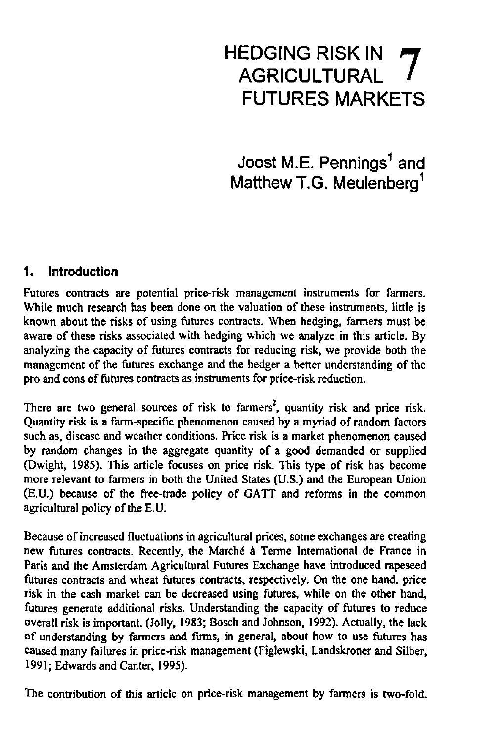# HEDGING RISK IN AGRICULTURAL FUTURES MARKETS

7

Joost M.E. Pennings[1] and Matthew T.G. Meulenberg[1]

## 1. Introduction

Futures contracts are potential price-risk management instruments for farmers. While much research has been done on the valuation of these instruments, little is known about the risks of using futures contracts. When hedging, farmers must be aware of these risks associated with hedging which we analyze in this article. By analyzing the capacity of futures contracts for reducing risk, we provide both the management of the futures exchange and the hedger a better understanding of the pro and cons of futures contracts as instruments for price-risk reduction.

There are two general sources of risk to farmers[2], quantity risk and price risk. Quantity risk is a farm-specific phenomenon caused by a myriad of random factors such as, disease and weather conditions. Price risk is a market phenomenon caused by random changes in the aggregate quantity of a good demanded or supplied (Dwight, 1985). This article focuses on price risk. This type of risk has become more relevant to farmers in both the United States (U.S.) and the European Union (E.U.) because of the free-trade policy of GATT and reforms in the common agricultural policy of the E.U.

Because of increased fluctuations in agricultural prices, some exchanges are creating new futures contracts. Recently, the Marché à Terme International de France in Paris and the Amsterdam Agricultural Futures Exchange have introduced rapeseed futures contracts and wheat futures contracts, respectively. On the one hand, price risk in the cash market can be decreased using futures, while on the other hand, futures generate additional risks. Understanding the capacity of futures to reduce overall risk is important. (Jolly, 1983; Bosch and Johnson, 1992). Actually, the lack of understanding by farmers and firms, in general, about how to use futures has caused many failures in price-risk management (Figlewski, Landskroner and Silber, 1991; Edwards and Canter, 1995).

The contribution of this article on price-risk management by farmers is two-fold.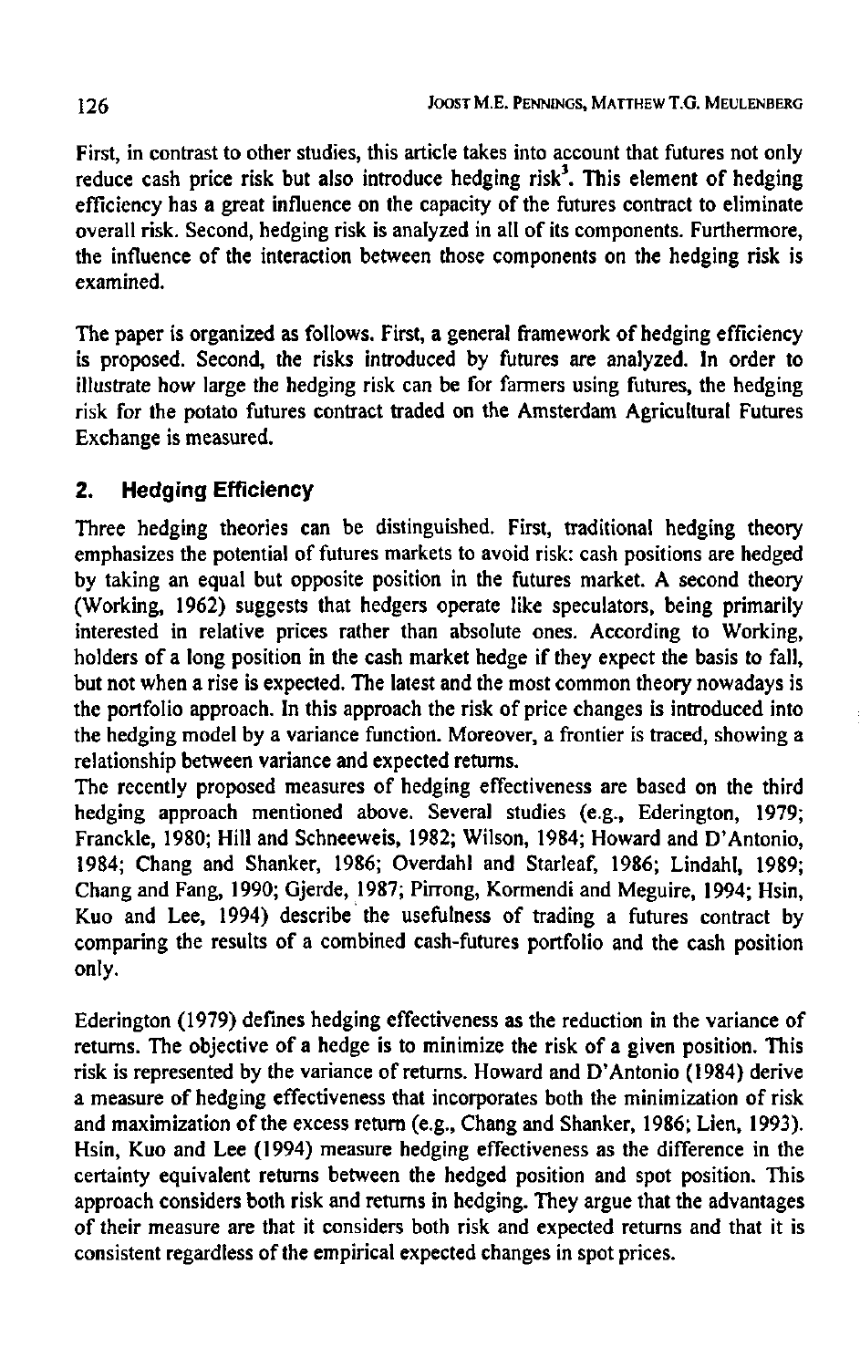First, in contrast to other studies, this article takes into account that futures not only reduce cash price risk but also introduce hedging risk[3]. This element of hedging efficiency has a great influence on the capacity of the futures contract to eliminate overall risk. Second, hedging risk is analyzed in all of its components. Furthermore, the influence of the interaction between those components on the hedging risk is examined.

The paper is organized as follows. First, a general framework of hedging efficiency is proposed. Second, the risks introduced by futures are analyzed. In order to illustrate how large the hedging risk can be for farmers using futures, the hedging risk for the potato futures contract traded on the Amsterdam Agricultural Futures Exchange is measured.

## 2. Hedging Efficiency

Three hedging theories can be distinguished. First, traditional hedging theory emphasizes the potential of futures markets to avoid risk: cash positions are hedged by taking an equal but opposite position in the futures market. A second theory (Working, 1962) suggests that hedgers operate like speculators, being primarily interested in relative prices rather than absolute ones. According to Working, holders of a long position in the cash market hedge if they expect the basis to fall, but not when a rise is expected. The latest and the most common theory nowadays is the portfolio approach. In this approach the risk of price changes is introduced into the hedging model by a variance function. Moreover, a frontier is traced, showing a relationship between variance and expected returns.
The recently proposed measures of hedging effectiveness are based on the third hedging approach mentioned above. Several studies (e.g., Ederington, 1979; Franckle, 1980; Hill and Schneeweis, 1982; Wilson, 1984; Howard and D'Antonio, 1984; Chang and Shanker, 1986; Overdahl and Starleaf, 1986; Lindahl, 1989; Chang and Fang, 1990; Gjerde, 1987; Pirrong, Kormendi and Meguire, 1994; Hsin, Kuo and Lee, 1994) describe the usefulness of trading a futures contract by comparing the results of a combined cash-futures portfolio and the cash position only.

Ederington (1979) defines hedging effectiveness as the reduction in the variance of returns. The objective of a hedge is to minimize the risk of a given position. This risk is represented by the variance of returns. Howard and D'Antonio (1984) derive a measure of hedging effectiveness that incorporates both the minimization of risk and maximization of the excess return (e.g., Chang and Shanker, 1986; Lien, 1993). Hsin, Kuo and Lee (1994) measure hedging effectiveness as the difference in the certainty equivalent returns between the hedged position and spot position. This approach considers both risk and returns in hedging. They argue that the advantages of their measure are that it considers both risk and expected returns and that it is consistent regardless of the empirical expected changes in spot prices.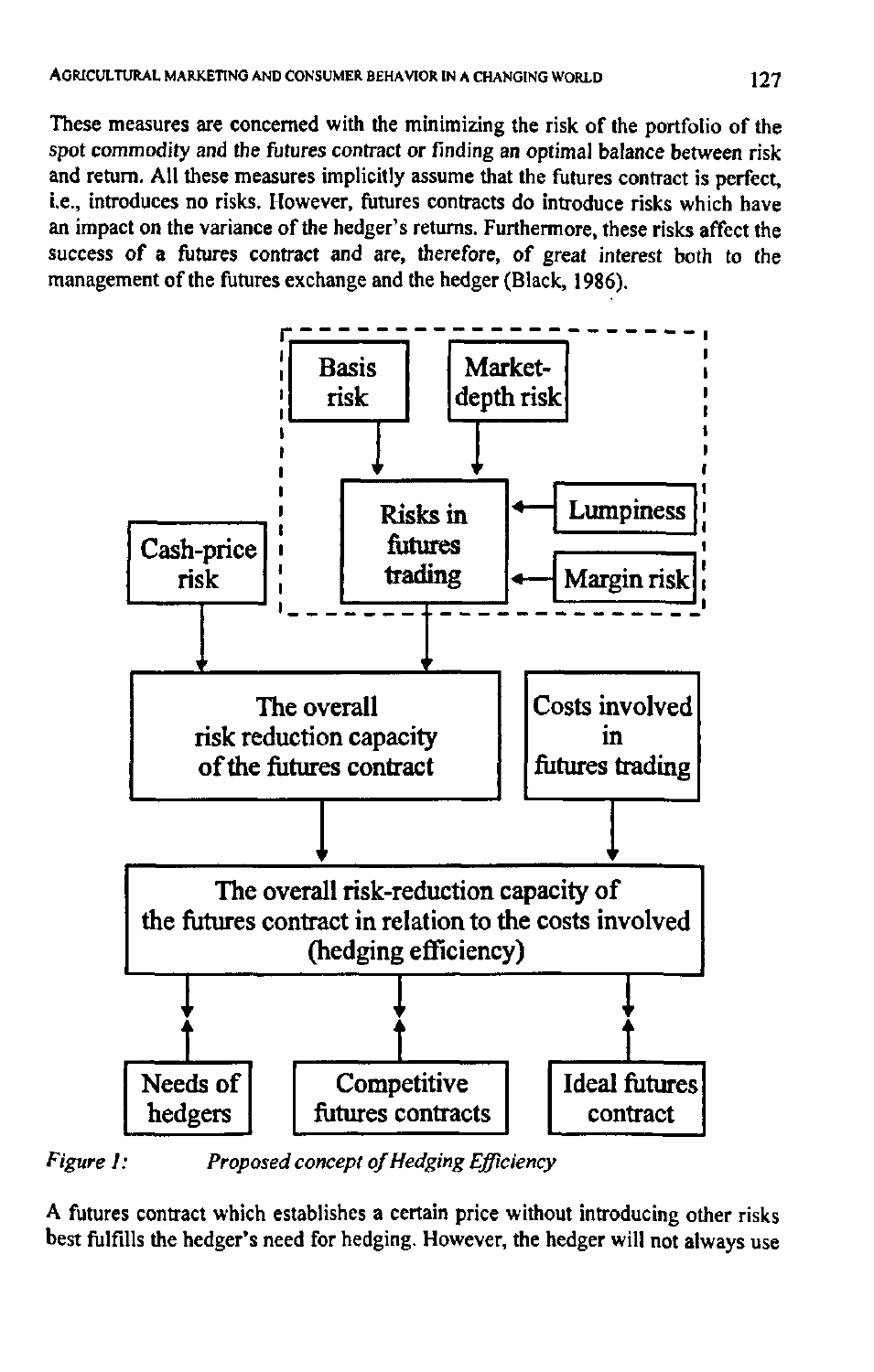These measures are concerned with the minimizing the risk of the portfolio of the spot commodity and the futures contract or finding an optimal balance between risk and return. All these measures implicitly assume that the futures contract is perfect, i.e., introduces no risks. However, futures contracts do introduce risks which have an impact on the variance of the hedger's returns. Furthermore, these risks affect the success of a futures contract and are, therefore, of great interest both to the management of the futures exchange and the hedger (Black, 1986).

*Figure 1: Proposed concept of Hedging Efficiency*

A futures contract which establishes a certain price without introducing other risks best fulfills the hedger's need for hedging. However, the hedger will not always use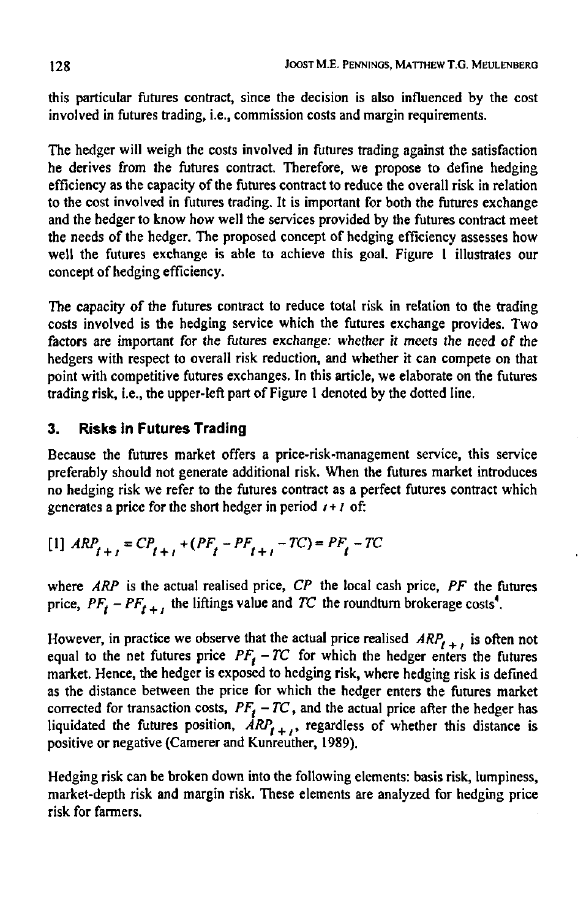this particular futures contract, since the decision is also influenced by the cost involved in futures trading, i.e., commission costs and margin requirements.

The hedger will weigh the costs involved in futures trading against the satisfaction he derives from the futures contract. Therefore, we propose to define hedging efficiency as the capacity of the futures contract to reduce the overall risk in relation to the cost involved in futures trading. It is important for both the futures exchange and the hedger to know how well the services provided by the futures contract meet the needs of the hedger. The proposed concept of hedging efficiency assesses how well the futures exchange is able to achieve this goal. Figure 1 illustrates our concept of hedging efficiency.

The capacity of the futures contract to reduce total risk in relation to the trading costs involved is the hedging service which the futures exchange provides. Two factors are important for the futures exchange: whether it meets the need of the hedgers with respect to overall risk reduction, and whether it can compete on that point with competitive futures exchanges. In this article, we elaborate on the futures trading risk, i.e., the upper-left part of Figure 1 denoted by the dotted line.

## 3. Risks in Futures Trading

Because the futures market offers a price-risk-management service, this service preferably should not generate additional risk. When the futures market introduces no hedging risk we refer to the futures contract as a perfect futures contract which generates a price for the short hedger in period $t+1$ of:

$$[1] \quad ARP_{t+1} = CP_{t+1} + (PF_t - PF_{t+1} - TC) = PF_t - TC$$

where $ARP$ is the actual realised price, $CP$ the local cash price, $PF$ the futures price, $PF_t - PF_{t+1}$ the liftings value and $TC$ the roundturn brokerage costs[4].

However, in practice we observe that the actual price realised $ARP_{t+1}$ is often not equal to the net futures price $PF_t - TC$ for which the hedger enters the futures market. Hence, the hedger is exposed to hedging risk, where hedging risk is defined as the distance between the price for which the hedger enters the futures market corrected for transaction costs, $PF_t - TC$, and the actual price after the hedger has liquidated the futures position, $ARP_{t+1}$, regardless of whether this distance is positive or negative (Camerer and Kunreuther, 1989).

Hedging risk can be broken down into the following elements: basis risk, lumpiness, market-depth risk and margin risk. These elements are analyzed for hedging price risk for farmers.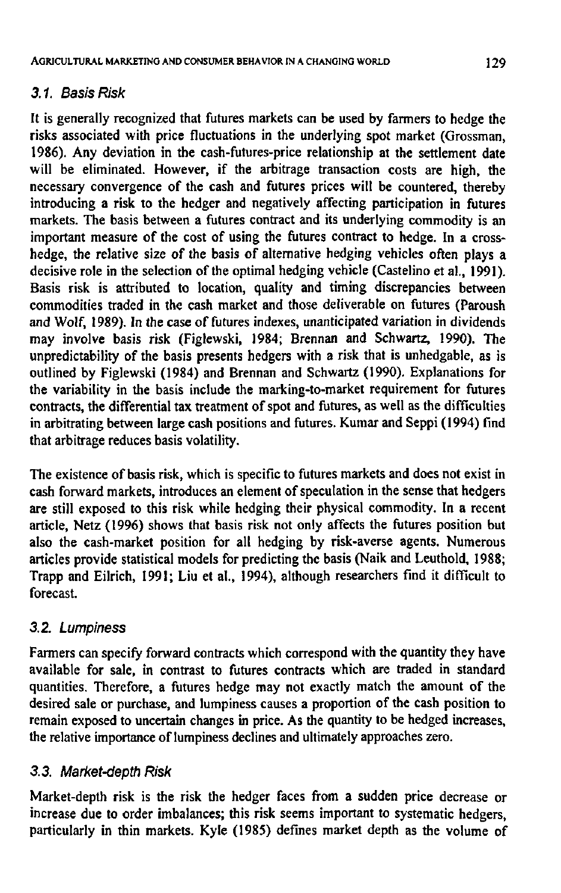### 3.1. *Basis Risk*

It is generally recognized that futures markets can be used by farmers to hedge the risks associated with price fluctuations in the underlying spot market (Grossman, 1986). Any deviation in the cash-futures-price relationship at the settlement date will be eliminated. However, if the arbitrage transaction costs are high, the necessary convergence of the cash and futures prices will be countered, thereby introducing a risk to the hedger and negatively affecting participation in futures markets. The basis between a futures contract and its underlying commodity is an important measure of the cost of using the futures contract to hedge. In a cross-hedge, the relative size of the basis of alternative hedging vehicles often plays a decisive role in the selection of the optimal hedging vehicle (Castelino et al., 1991). Basis risk is attributed to location, quality and timing discrepancies between commodities traded in the cash market and those deliverable on futures (Paroush and Wolf, 1989). In the case of futures indexes, unanticipated variation in dividends may involve basis risk (Figlewski, 1984; Brennan and Schwartz, 1990). The unpredictability of the basis presents hedgers with a risk that is unhedgable, as is outlined by Figlewski (1984) and Brennan and Schwartz (1990). Explanations for the variability in the basis include the marking-to-market requirement for futures contracts, the differential tax treatment of spot and futures, as well as the difficulties in arbitrating between large cash positions and futures. Kumar and Seppi (1994) find that arbitrage reduces basis volatility.

The existence of basis risk, which is specific to futures markets and does not exist in cash forward markets, introduces an element of speculation in the sense that hedgers are still exposed to this risk while hedging their physical commodity. In a recent article, Netz (1996) shows that basis risk not only affects the futures position but also the cash-market position for all hedging by risk-averse agents. Numerous articles provide statistical models for predicting the basis (Naik and Leuthold, 1988; Trapp and Eilrich, 1991; Liu et al., 1994), although researchers find it difficult to forecast.

### 3.2. *Lumpiness*

Farmers can specify forward contracts which correspond with the quantity they have available for sale, in contrast to futures contracts which are traded in standard quantities. Therefore, a futures hedge may not exactly match the amount of the desired sale or purchase, and lumpiness causes a proportion of the cash position to remain exposed to uncertain changes in price. As the quantity to be hedged increases, the relative importance of lumpiness declines and ultimately approaches zero.

### 3.3. *Market-depth Risk*

Market-depth risk is the risk the hedger faces from a sudden price decrease or increase due to order imbalances; this risk seems important to systematic hedgers, particularly in thin markets. Kyle (1985) defines market depth as the volume of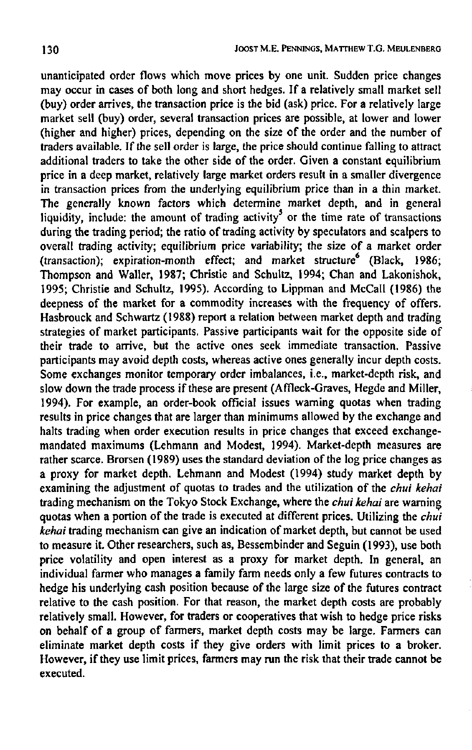unanticipated order flows which move prices by one unit. Sudden price changes may occur in cases of both long and short hedges. If a relatively small market sell (buy) order arrives, the transaction price is the bid (ask) price. For a relatively large market sell (buy) order, several transaction prices are possible, at lower and lower (higher and higher) prices, depending on the size of the order and the number of traders available. If the sell order is large, the price should continue falling to attract additional traders to take the other side of the order. Given a constant equilibrium price in a deep market, relatively large market orders result in a smaller divergence in transaction prices from the underlying equilibrium price than in a thin market. The generally known factors which determine market depth, and in general liquidity, include: the amount of trading activity[5] or the time rate of transactions during the trading period; the ratio of trading activity by speculators and scalpers to overall trading activity; equilibrium price variability; the size of a market order (transaction); expiration-month effect; and market structure[6] (Black, 1986; Thompson and Waller, 1987; Christie and Schultz, 1994; Chan and Lakonishok, 1995; Christie and Schultz, 1995). According to Lippman and McCall (1986) the deepness of the market for a commodity increases with the frequency of offers. Hasbrouck and Schwartz (1988) report a relation between market depth and trading strategies of market participants. Passive participants wait for the opposite side of their trade to arrive, but the active ones seek immediate transaction. Passive participants may avoid depth costs, whereas active ones generally incur depth costs. Some exchanges monitor temporary order imbalances, i.e., market-depth risk, and slow down the trade process if these are present (Affleck-Graves, Hegde and Miller, 1994). For example, an order-book official issues warning quotas when trading results in price changes that are larger than minimums allowed by the exchange and halts trading when order execution results in price changes that exceed exchange-mandated maximums (Lehmann and Modest, 1994). Market-depth measures are rather scarce. Brorsen (1989) uses the standard deviation of the log price changes as a proxy for market depth. Lehmann and Modest (1994) study market depth by examining the adjustment of quotas to trades and the utilization of the *chui kehai* trading mechanism on the Tokyo Stock Exchange, where the *chui kehai* are warning quotas when a portion of the trade is executed at different prices. Utilizing the *chui kehai* trading mechanism can give an indication of market depth, but cannot be used to measure it. Other researchers, such as, Bessembinder and Seguin (1993), use both price volatility and open interest as a proxy for market depth. In general, an individual farmer who manages a family farm needs only a few futures contracts to hedge his underlying cash position because of the large size of the futures contract relative to the cash position. For that reason, the market depth costs are probably relatively small. However, for traders or cooperatives that wish to hedge price risks on behalf of a group of farmers, market depth costs may be large. Farmers can eliminate market depth costs if they give orders with limit prices to a broker. However, if they use limit prices, farmers may run the risk that their trade cannot be executed.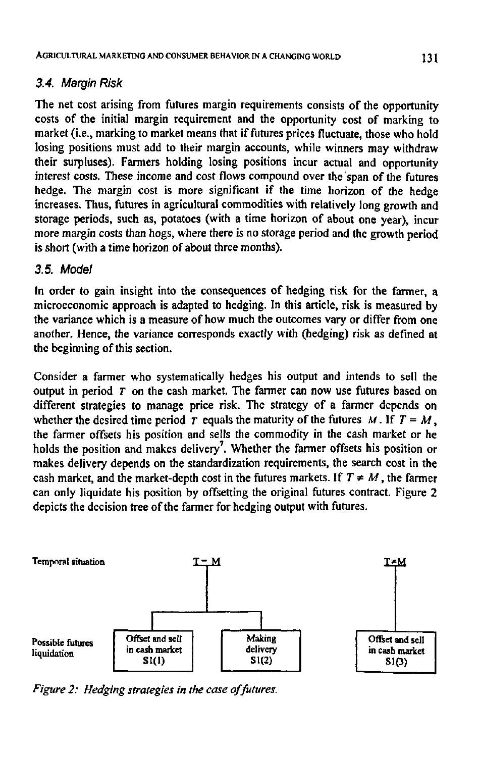### 3.4. Margin Risk

The net cost arising from futures margin requirements consists of the opportunity costs of the initial margin requirement and the opportunity cost of marking to market (i.e., marking to market means that if futures prices fluctuate, those who hold losing positions must add to their margin accounts, while winners may withdraw their surpluses). Farmers holding losing positions incur actual and opportunity interest costs. These income and cost flows compound over the span of the futures hedge. The margin cost is more significant if the time horizon of the hedge increases. Thus, futures in agricultural commodities with relatively long growth and storage periods, such as, potatoes (with a time horizon of about one year), incur more margin costs than hogs, where there is no storage period and the growth period is short (with a time horizon of about three months).

### 3.5. Model

In order to gain insight into the consequences of hedging risk for the farmer, a microeconomic approach is adapted to hedging. In this article, risk is measured by the variance which is a measure of how much the outcomes vary or differ from one another. Hence, the variance corresponds exactly with (hedging) risk as defined at the beginning of this section.

Consider a farmer who systematically hedges his output and intends to sell the output in period $T$ on the cash market. The farmer can now use futures based on different strategies to manage price risk. The strategy of a farmer depends on whether the desired time period $T$ equals the maturity of the futures $M$. If $T = M$, the farmer offsets his position and sells the commodity in the cash market or he holds the position and makes delivery[7]. Whether the farmer offsets his position or makes delivery depends on the standardization requirements, the search cost in the cash market, and the market-depth cost in the futures markets. If $T \neq M$, the farmer can only liquidate his position by offsetting the original futures contract. Figure 2 depicts the decision tree of the farmer for hedging output with futures.

| Temporal situation | $T = M$ | | $T \neq M$ |
| --- | --- | --- | --- |
| Possible futures liquidation | Offset and sell in cash market S1(1) | Making delivery S1(2) | Offset and sell in cash market S1(3) |

*Figure 2: Hedging strategies in the case of futures.*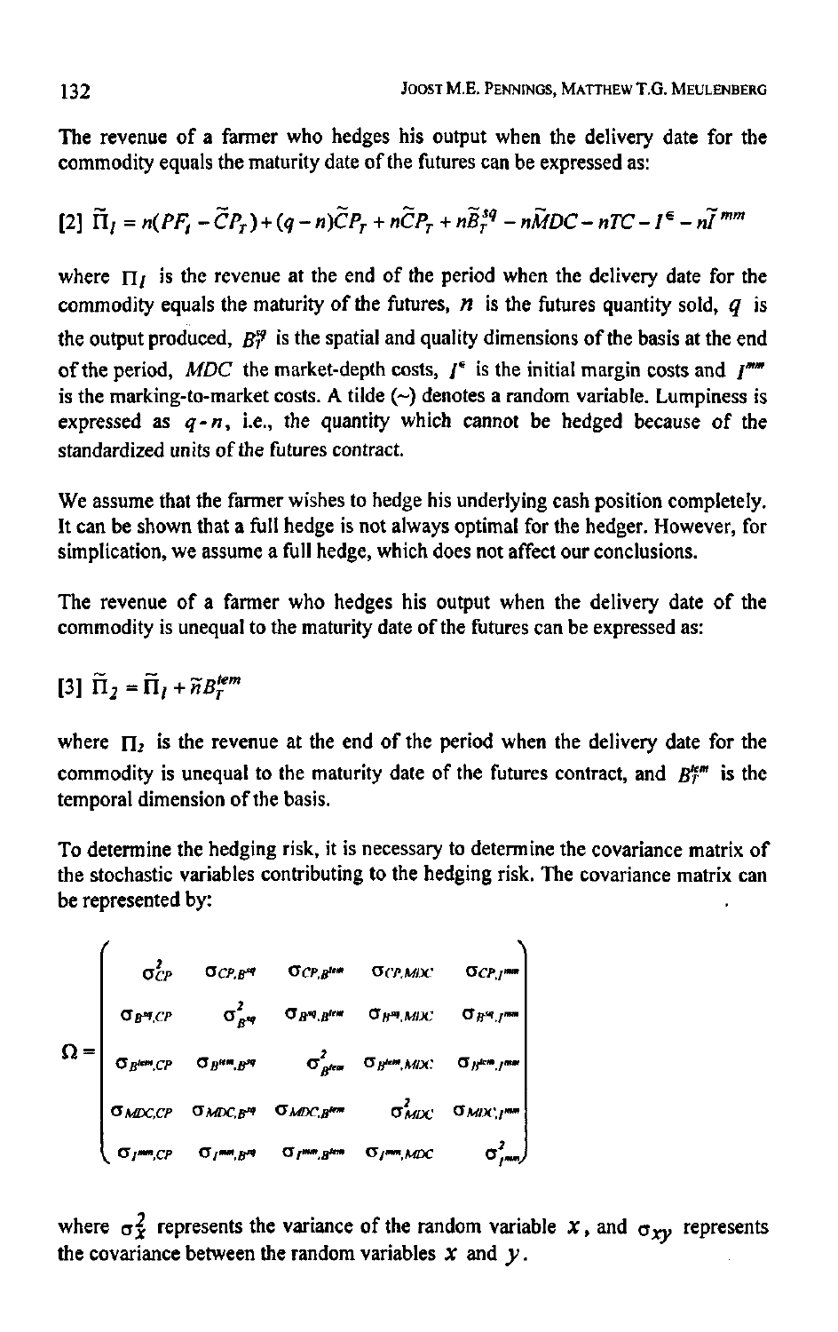The revenue of a farmer who hedges his output when the delivery date for the commodity equals the maturity date of the futures can be expressed as:

$$[2]\ \tilde{\Pi}_1 = n(PF_t - \tilde{C}P_T) + (q-n)\tilde{C}P_T + n\tilde{C}P_T + n\tilde{B}_T^{sq} - n\tilde{M}DC - nTC - I^{\epsilon} - n\tilde{I}^{mm}$$

where $\Pi_1$ is the revenue at the end of the period when the delivery date for the commodity equals the maturity of the futures, $n$ is the futures quantity sold, $q$ is the output produced, $B_T^{sq}$ is the spatial and quality dimensions of the basis at the end of the period, $MDC$ the market-depth costs, $I^{\epsilon}$ is the initial margin costs and $I^{mm}$ is the marking-to-market costs. A tilde (~) denotes a random variable. Lumpiness is expressed as $q-n$, i.e., the quantity which cannot be hedged because of the standardized units of the futures contract.

We assume that the farmer wishes to hedge his underlying cash position completely. It can be shown that a full hedge is not always optimal for the hedger. However, for simplication, we assume a full hedge, which does not affect our conclusions.

The revenue of a farmer who hedges his output when the delivery date of the commodity is unequal to the maturity date of the futures can be expressed as:

$$[3]\ \tilde{\Pi}_2 = \tilde{\Pi}_1 + \tilde{n}B_T^{tem}$$

where $\Pi_2$ is the revenue at the end of the period when the delivery date for the commodity is unequal to the maturity date of the futures contract, and $B_T^{tem}$ is the temporal dimension of the basis.

To determine the hedging risk, it is necessary to determine the covariance matrix of the stochastic variables contributing to the hedging risk. The covariance matrix can be represented by:

$$\Omega = \begin{pmatrix} \sigma^2_{CP} & \sigma_{CP,B^{sq}} & \sigma_{CP,B^{tem}} & \sigma_{CP,MDC} & \sigma_{CP,I^{mm}} \\ \sigma_{B^{sq},CP} & \sigma^2_{B^{sq}} & \sigma_{B^{sq},B^{tem}} & \sigma_{B^{sq},MDC} & \sigma_{B^{sq},I^{mm}} \\ \sigma_{B^{tem},CP} & \sigma_{B^{tem},B^{sq}} & \sigma^2_{B^{tem}} & \sigma_{B^{tem},MDC} & \sigma_{B^{tem},I^{mm}} \\ \sigma_{MDC,CP} & \sigma_{MDC,B^{sq}} & \sigma_{MDC,B^{tem}} & \sigma^2_{MDC} & \sigma_{MDC,I^{mm}} \\ \sigma_{I^{mm},CP} & \sigma_{I^{mm},B^{sq}} & \sigma_{I^{mm},B^{tem}} & \sigma_{I^{mm},MDC} & \sigma^2_{I^{mm}} \end{pmatrix}$$

where $\sigma_X^2$ represents the variance of the random variable $X$, and $\sigma_{XY}$ represents the covariance between the random variables $X$ and $Y$.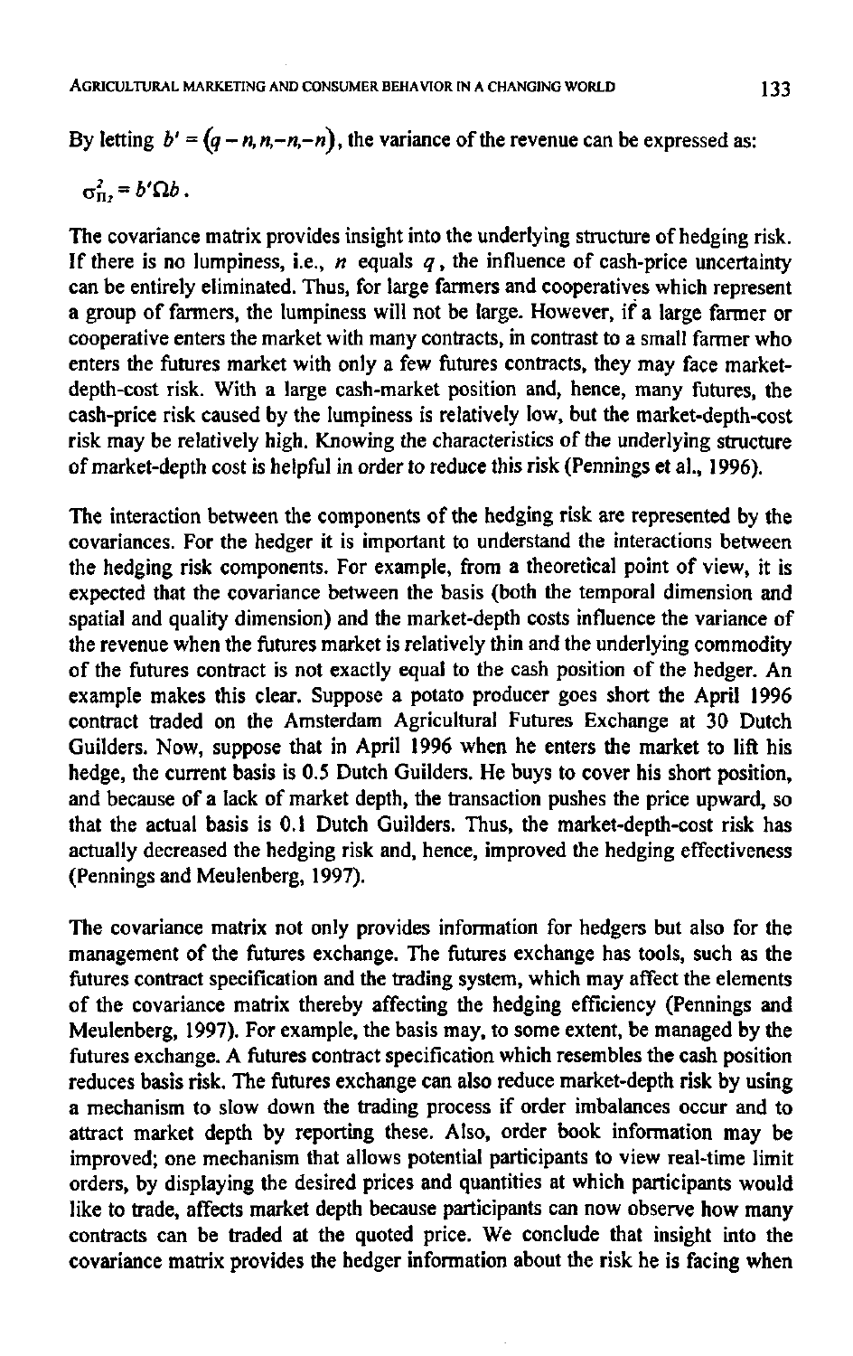By letting $b' = (q - n, n, -n, -n)$, the variance of the revenue can be expressed as:

$$\sigma_{\Pi_2}^2 = b'\Omega b .$$

The covariance matrix provides insight into the underlying structure of hedging risk. If there is no lumpiness, i.e., $n$ equals $q$, the influence of cash-price uncertainty can be entirely eliminated. Thus, for large farmers and cooperatives which represent a group of farmers, the lumpiness will not be large. However, if a large farmer or cooperative enters the market with many contracts, in contrast to a small farmer who enters the futures market with only a few futures contracts, they may face market-depth-cost risk. With a large cash-market position and, hence, many futures, the cash-price risk caused by the lumpiness is relatively low, but the market-depth-cost risk may be relatively high. Knowing the characteristics of the underlying structure of market-depth cost is helpful in order to reduce this risk (Pennings et al., 1996).

The interaction between the components of the hedging risk are represented by the covariances. For the hedger it is important to understand the interactions between the hedging risk components. For example, from a theoretical point of view, it is expected that the covariance between the basis (both the temporal dimension and spatial and quality dimension) and the market-depth costs influence the variance of the revenue when the futures market is relatively thin and the underlying commodity of the futures contract is not exactly equal to the cash position of the hedger. An example makes this clear. Suppose a potato producer goes short the April 1996 contract traded on the Amsterdam Agricultural Futures Exchange at 30 Dutch Guilders. Now, suppose that in April 1996 when he enters the market to lift his hedge, the current basis is 0.5 Dutch Guilders. He buys to cover his short position, and because of a lack of market depth, the transaction pushes the price upward, so that the actual basis is 0.1 Dutch Guilders. Thus, the market-depth-cost risk has actually decreased the hedging risk and, hence, improved the hedging effectiveness (Pennings and Meulenberg, 1997).

The covariance matrix not only provides information for hedgers but also for the management of the futures exchange. The futures exchange has tools, such as the futures contract specification and the trading system, which may affect the elements of the covariance matrix thereby affecting the hedging efficiency (Pennings and Meulenberg, 1997). For example, the basis may, to some extent, be managed by the futures exchange. A futures contract specification which resembles the cash position reduces basis risk. The futures exchange can also reduce market-depth risk by using a mechanism to slow down the trading process if order imbalances occur and to attract market depth by reporting these. Also, order book information may be improved; one mechanism that allows potential participants to view real-time limit orders, by displaying the desired prices and quantities at which participants would like to trade, affects market depth because participants can now observe how many contracts can be traded at the quoted price. We conclude that insight into the covariance matrix provides the hedger information about the risk he is facing when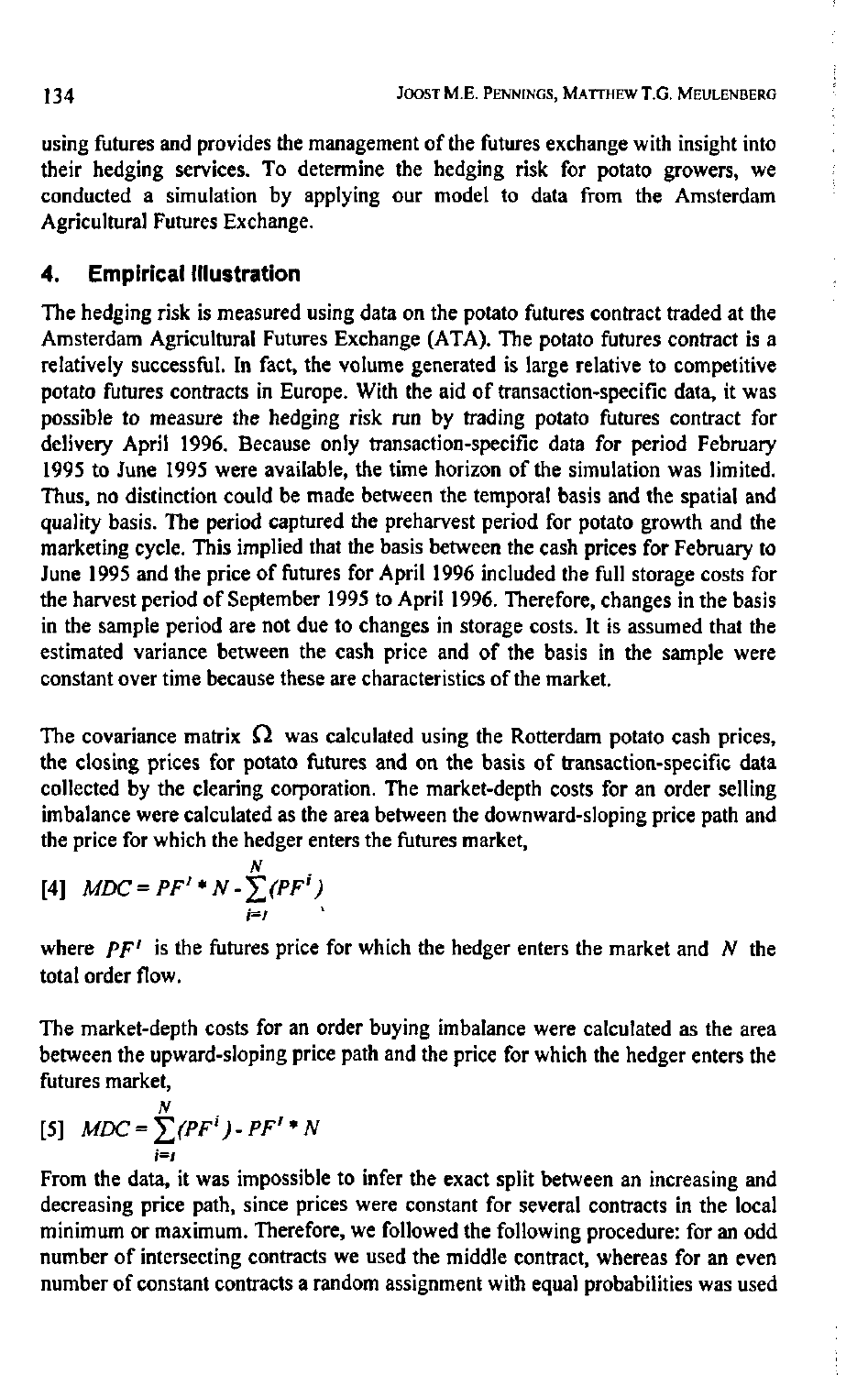using futures and provides the management of the futures exchange with insight into their hedging services. To determine the hedging risk for potato growers, we conducted a simulation by applying our model to data from the Amsterdam Agricultural Futures Exchange.

## 4. Empirical Illustration

The hedging risk is measured using data on the potato futures contract traded at the Amsterdam Agricultural Futures Exchange (ATA). The potato futures contract is a relatively successful. In fact, the volume generated is large relative to competitive potato futures contracts in Europe. With the aid of transaction-specific data, it was possible to measure the hedging risk run by trading potato futures contract for delivery April 1996. Because only transaction-specific data for period February 1995 to June 1995 were available, the time horizon of the simulation was limited. Thus, no distinction could be made between the temporal basis and the spatial and quality basis. The period captured the preharvest period for potato growth and the marketing cycle. This implied that the basis between the cash prices for February to June 1995 and the price of futures for April 1996 included the full storage costs for the harvest period of September 1995 to April 1996. Therefore, changes in the basis in the sample period are not due to changes in storage costs. It is assumed that the estimated variance between the cash price and of the basis in the sample were constant over time because these are characteristics of the market.

The covariance matrix $\Omega$ was calculated using the Rotterdam potato cash prices, the closing prices for potato futures and on the basis of transaction-specific data collected by the clearing corporation. The market-depth costs for an order selling imbalance were calculated as the area between the downward-sloping price path and the price for which the hedger enters the futures market,

$$[4] \quad MDC = PF^{1} * N - \sum_{i=1}^{N}(PF^{i})$$

where $PF^{1}$ is the futures price for which the hedger enters the market and $N$ the total order flow.

The market-depth costs for an order buying imbalance were calculated as the area between the upward-sloping price path and the price for which the hedger enters the futures market,

$$[5] \quad MDC = \sum_{i=1}^{N}(PF^{i}) - PF^{1} * N$$

From the data, it was impossible to infer the exact split between an increasing and decreasing price path, since prices were constant for several contracts in the local minimum or maximum. Therefore, we followed the following procedure: for an odd number of intersecting contracts we used the middle contract, whereas for an even number of constant contracts a random assignment with equal probabilities was used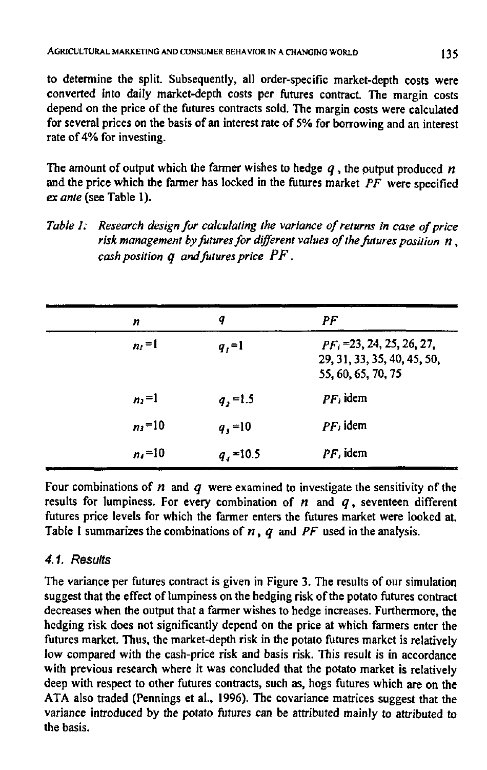to determine the split. Subsequently, all order-specific market-depth costs were converted into daily market-depth costs per futures contract. The margin costs depend on the price of the futures contracts sold. The margin costs were calculated for several prices on the basis of an interest rate of 5% for borrowing and an interest rate of 4% for investing.

The amount of output which the farmer wishes to hedge $q$, the output produced $n$ and the price which the farmer has locked in the futures market $PF$ were specified *ex ante* (see Table 1).

*Table 1: Research design for calculating the variance of returns in case of price risk management by futures for different values of the futures position $n$, cash position $q$ and futures price $PF$.*

| $n$ | $q$ | $PF$ |
|---|---|---|
| $n_1=1$ | $q_1=1$ | $PF_i$=23, 24, 25, 26, 27, 29, 31, 33, 35, 40, 45, 50, 55, 60, 65, 70, 75 |
| $n_2=1$ | $q_2=1.5$ | $PF_i$ idem |
| $n_3=10$ | $q_3=10$ | $PF_i$ idem |
| $n_4=10$ | $q_4=10.5$ | $PF_i$ idem |

Four combinations of $n$ and $q$ were examined to investigate the sensitivity of the results for lumpiness. For every combination of $n$ and $q$, seventeen different futures price levels for which the farmer enters the futures market were looked at. Table 1 summarizes the combinations of $n$, $q$ and $PF$ used in the analysis.

### 4.1. Results

The variance per futures contract is given in Figure 3. The results of our simulation suggest that the effect of lumpiness on the hedging risk of the potato futures contract decreases when the output that a farmer wishes to hedge increases. Furthermore, the hedging risk does not significantly depend on the price at which farmers enter the futures market. Thus, the market-depth risk in the potato futures market is relatively low compared with the cash-price risk and basis risk. This result is in accordance with previous research where it was concluded that the potato market is relatively deep with respect to other futures contracts, such as, hogs futures which are on the ATA also traded (Pennings et al., 1996). The covariance matrices suggest that the variance introduced by the potato futures can be attributed mainly to attributed to the basis.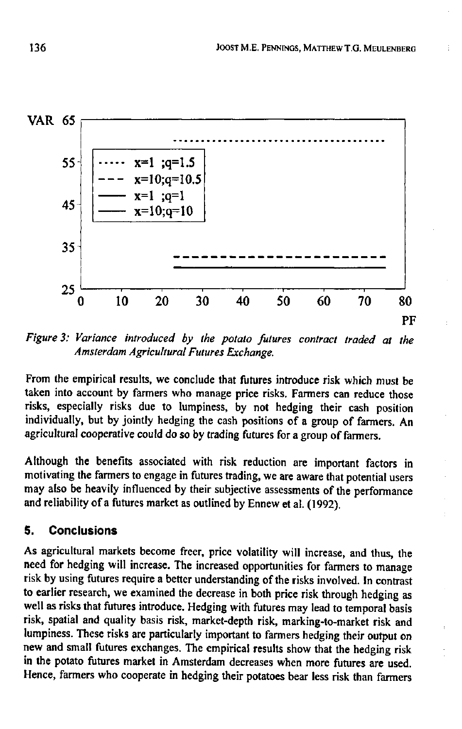VAR

65

55

45

35

25

0 10 20 30 40 50 60 70 80

PF

····· x=1 ;q=1.5

- - - x=10;q=10.5

—— x=1 ;q=1

—— x=10;q=10

*Figure 3: Variance introduced by the potato futures contract traded at the Amsterdam Agricultural Futures Exchange.*

From the empirical results, we conclude that futures introduce risk which must be taken into account by farmers who manage price risks. Farmers can reduce those risks, especially risks due to lumpiness, by not hedging their cash position individually, but by jointly hedging the cash positions of a group of farmers. An agricultural cooperative could do so by trading futures for a group of farmers.

Although the benefits associated with risk reduction are important factors in motivating the farmers to engage in futures trading, we are aware that potential users may also be heavily influenced by their subjective assessments of the performance and reliability of a futures market as outlined by Ennew et al. (1992).

## 5. Conclusions

As agricultural markets become freer, price volatility will increase, and thus, the need for hedging will increase. The increased opportunities for farmers to manage risk by using futures require a better understanding of the risks involved. In contrast to earlier research, we examined the decrease in both price risk through hedging as well as risks that futures introduce. Hedging with futures may lead to temporal basis risk, spatial and quality basis risk, market-depth risk, marking-to-market risk and lumpiness. These risks are particularly important to farmers hedging their output on new and small futures exchanges. The empirical results show that the hedging risk in the potato futures market in Amsterdam decreases when more futures are used. Hence, farmers who cooperate in hedging their potatoes bear less risk than farmers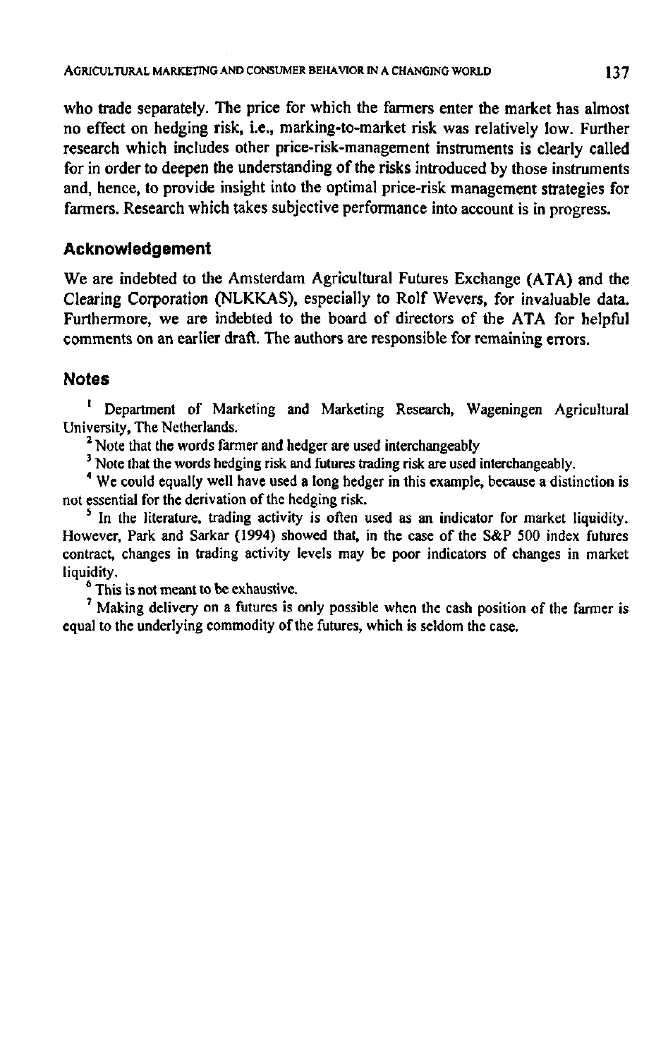who trade separately. The price for which the farmers enter the market has almost no effect on hedging risk, i.e., marking-to-market risk was relatively low. Further research which includes other price-risk-management instruments is clearly called for in order to deepen the understanding of the risks introduced by those instruments and, hence, to provide insight into the optimal price-risk management strategies for farmers. Research which takes subjective performance into account is in progress.

## Acknowledgement

We are indebted to the Amsterdam Agricultural Futures Exchange (ATA) and the Clearing Corporation (NLKKAS), especially to Rolf Wevers, for invaluable data. Furthermore, we are indebted to the board of directors of the ATA for helpful comments on an earlier draft. The authors are responsible for remaining errors.

## Notes

[1] Department of Marketing and Marketing Research, Wageningen Agricultural University, The Netherlands.

[2] Note that the words farmer and hedger are used interchangeably

[3] Note that the words hedging risk and futures trading risk are used interchangeably.

[4] We could equally well have used a long hedger in this example, because a distinction is not essential for the derivation of the hedging risk.

[5] In the literature, trading activity is often used as an indicator for market liquidity. However, Park and Sarkar (1994) showed that, in the case of the S&P 500 index futures contract, changes in trading activity levels may be poor indicators of changes in market liquidity.

[6] This is not meant to be exhaustive.

[7] Making delivery on a futures is only possible when the cash position of the farmer is equal to the underlying commodity of the futures, which is seldom the case.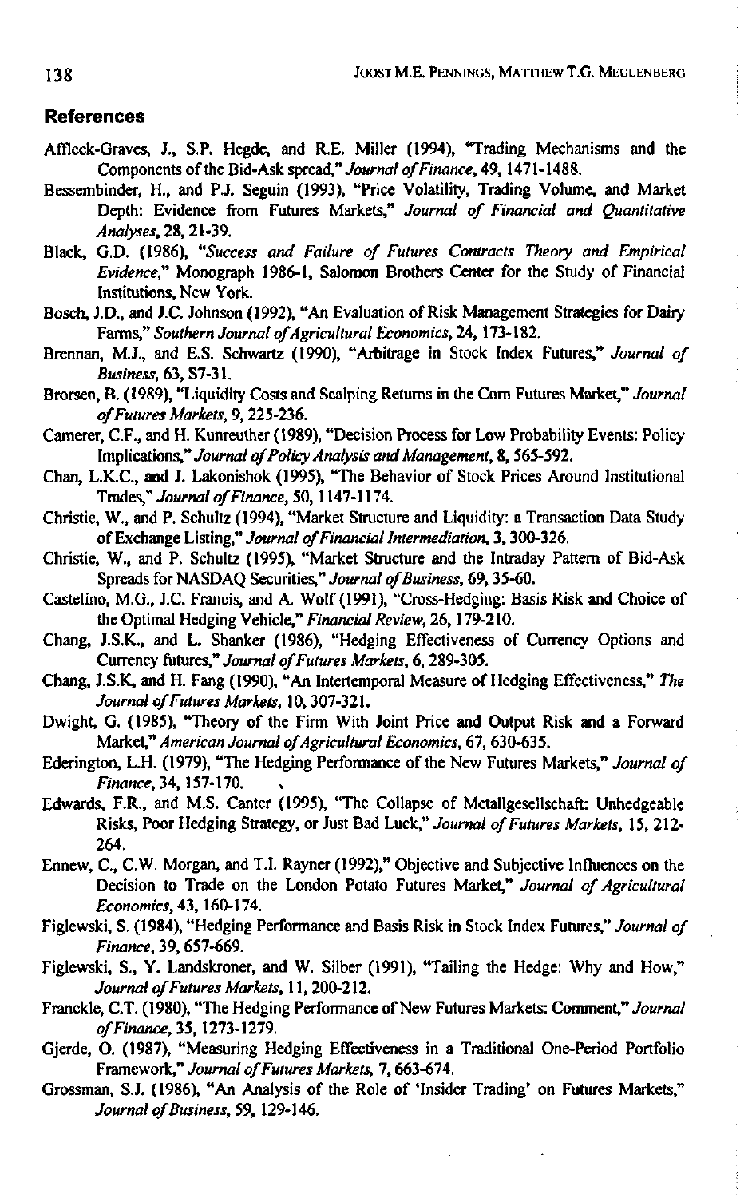## References

Affleck-Graves, J., S.P. Hegde, and R.E. Miller (1994), "Trading Mechanisms and the Components of the Bid-Ask spread," *Journal of Finance*, 49, 1471-1488.

Bessembinder, H., and P.J. Seguin (1993), "Price Volatility, Trading Volume, and Market Depth: Evidence from Futures Markets," *Journal of Financial and Quantitative Analyses*, 28, 21-39.

Black, G.D. (1986), *"Success and Failure of Futures Contracts Theory and Empirical Evidence,"* Monograph 1986-1, Salomon Brothers Center for the Study of Financial Institutions, New York.

Bosch, J.D., and J.C. Johnson (1992), "An Evaluation of Risk Management Strategies for Dairy Farms," *Southern Journal of Agricultural Economics*, 24, 173-182.

Brennan, M.J., and E.S. Schwartz (1990), "Arbitrage in Stock Index Futures," *Journal of Business*, 63, S7-31.

Brorsen, B. (1989), "Liquidity Costs and Scalping Returns in the Corn Futures Market," *Journal of Futures Markets*, 9, 225-236.

Camerer, C.F., and H. Kunreuther (1989), "Decision Process for Low Probability Events: Policy Implications," *Journal of Policy Analysis and Management*, 8, 565-592.

Chan, L.K.C., and J. Lakonishok (1995), "The Behavior of Stock Prices Around Institutional Trades," *Journal of Finance*, 50, 1147-1174.

Christie, W., and P. Schultz (1994), "Market Structure and Liquidity: a Transaction Data Study of Exchange Listing," *Journal of Financial Intermediation*, 3, 300-326.

Christie, W., and P. Schultz (1995), "Market Structure and the Intraday Pattern of Bid-Ask Spreads for NASDAQ Securities," *Journal of Business*, 69, 35-60.

Castelino, M.G., J.C. Francis, and A. Wolf (1991), "Cross-Hedging: Basis Risk and Choice of the Optimal Hedging Vehicle," *Financial Review*, 26, 179-210.

Chang, J.S.K., and L. Shanker (1986), "Hedging Effectiveness of Currency Options and Currency futures," *Journal of Futures Markets*, 6, 289-305.

Chang, J.S.K, and H. Fang (1990), "An Intertemporal Measure of Hedging Effectiveness," *The Journal of Futures Markets*, 10, 307-321.

Dwight, G. (1985), "Theory of the Firm With Joint Price and Output Risk and a Forward Market," *American Journal of Agricultural Economics*, 67, 630-635.

Ederington, L.H. (1979), "The Hedging Performance of the New Futures Markets," *Journal of Finance*, 34, 157-170.

Edwards, F.R., and M.S. Canter (1995), "The Collapse of Metallgesellschaft: Unhedgeable Risks, Poor Hedging Strategy, or Just Bad Luck," *Journal of Futures Markets*, 15, 212-264.

Ennew, C., C.W. Morgan, and T.I. Rayner (1992)," Objective and Subjective Influences on the Decision to Trade on the London Potato Futures Market," *Journal of Agricultural Economics*, 43, 160-174.

Figlewski, S. (1984), "Hedging Performance and Basis Risk in Stock Index Futures," *Journal of Finance*, 39, 657-669.

Figlewski, S., Y. Landskroner, and W. Silber (1991), "Tailing the Hedge: Why and How," *Journal of Futures Markets*, 11, 200-212.

Franckle, C.T. (1980), "The Hedging Performance of New Futures Markets: Comment," *Journal of Finance*, 35, 1273-1279.

Gjerde, O. (1987), "Measuring Hedging Effectiveness in a Traditional One-Period Portfolio Framework," *Journal of Futures Markets*, 7, 663-674.

Grossman, S.J. (1986), "An Analysis of the Role of 'Insider Trading' on Futures Markets," *Journal of Business*, 59, 129-146.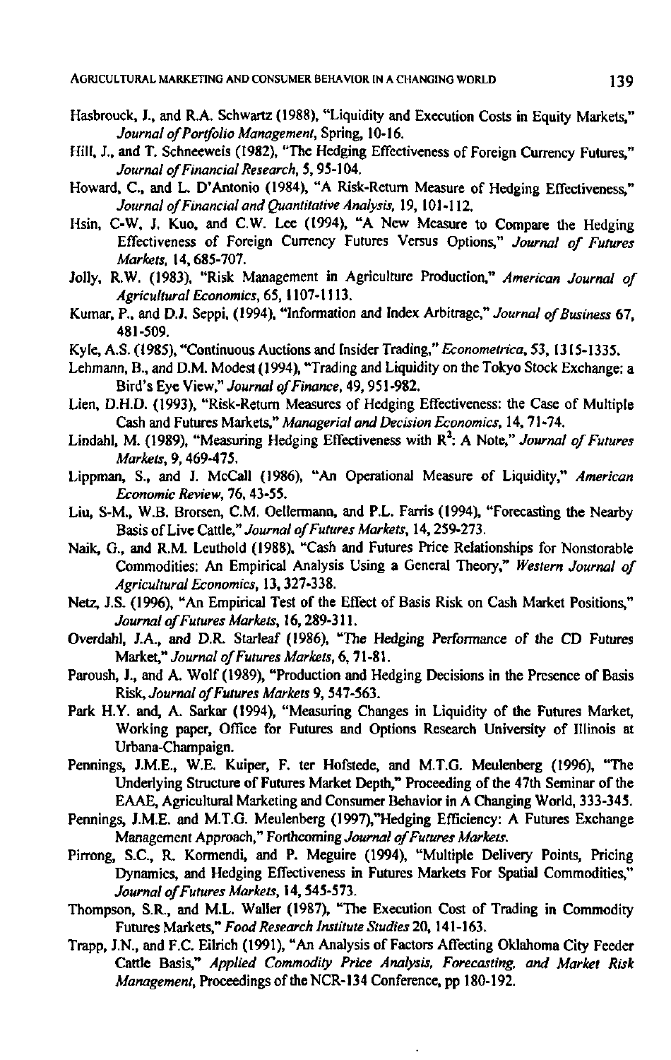Hasbrouck, J., and R.A. Schwartz (1988), "Liquidity and Execution Costs in Equity Markets," *Journal of Portfolio Management*, Spring, 10-16.

Hill, J., and T. Schneeweis (1982), "The Hedging Effectiveness of Foreign Currency Futures," *Journal of Financial Research*, 5, 95-104.

Howard, C., and L. D'Antonio (1984), "A Risk-Return Measure of Hedging Effectiveness," *Journal of Financial and Quantitative Analysis*, 19, 101-112.

Hsin, C-W, J. Kuo, and C.W. Lee (1994), "A New Measure to Compare the Hedging Effectiveness of Foreign Currency Futures Versus Options," *Journal of Futures Markets*, 14, 685-707.

Jolly, R.W. (1983), "Risk Management in Agriculture Production," *American Journal of Agricultural Economics*, 65, 1107-1113.

Kumar, P., and D.J. Seppi, (1994), "Information and Index Arbitrage," *Journal of Business* 67, 481-509.

Kyle, A.S. (1985), "Continuous Auctions and Insider Trading," *Econometrica*, 53, 1315-1335.

Lehmann, B., and D.M. Modest (1994), "Trading and Liquidity on the Tokyo Stock Exchange: a Bird's Eye View," *Journal of Finance*, 49, 951-982.

Lien, D.H.D. (1993), "Risk-Return Measures of Hedging Effectiveness: the Case of Multiple Cash and Futures Markets," *Managerial and Decision Economics*, 14, 71-74.

Lindahl, M. (1989), "Measuring Hedging Effectiveness with $R^2$: A Note," *Journal of Futures Markets*, 9, 469-475.

Lippman, S., and J. McCall (1986), "An Operational Measure of Liquidity," *American Economic Review*, 76, 43-55.

Liu, S-M., W.B. Brorsen, C.M. Oellermann, and P.L. Farris (1994), "Forecasting the Nearby Basis of Live Cattle," *Journal of Futures Markets*, 14, 259-273.

Naik, G., and R.M. Leuthold (1988), "Cash and Futures Price Relationships for Nonstorable Commodities: An Empirical Analysis Using a General Theory," *Western Journal of Agricultural Economics*, 13, 327-338.

Netz, J.S. (1996), "An Empirical Test of the Effect of Basis Risk on Cash Market Positions," *Journal of Futures Markets*, 16, 289-311.

Overdahl, J.A., and D.R. Starleaf (1986), "The Hedging Performance of the CD Futures Market," *Journal of Futures Markets*, 6, 71-81.

Paroush, J., and A. Wolf (1989), "Production and Hedging Decisions in the Presence of Basis Risk, *Journal of Futures Markets* 9, 547-563.

Park H.Y. and, A. Sarkar (1994), "Measuring Changes in Liquidity of the Futures Market, Working paper, Office for Futures and Options Research University of Illinois at Urbana-Champaign.

Pennings, J.M.E., W.E. Kuiper, F. ter Hofstede, and M.T.G. Meulenberg (1996), "The Underlying Structure of Futures Market Depth," Proceeding of the 47th Seminar of the EAAE, Agricultural Marketing and Consumer Behavior in A Changing World, 333-345.

Pennings, J.M.E. and M.T.G. Meulenberg (1997),"Hedging Efficiency: A Futures Exchange Management Approach," Forthcoming *Journal of Futures Markets*.

Pirrong, S.C., R. Kormendi, and P. Meguire (1994), "Multiple Delivery Points, Pricing Dynamics, and Hedging Effectiveness in Futures Markets For Spatial Commodities," *Journal of Futures Markets*, 14, 545-573.

Thompson, S.R., and M.L. Waller (1987), "The Execution Cost of Trading in Commodity Futures Markets," *Food Research Institute Studies* 20, 141-163.

Trapp, J.N., and F.C. Eilrich (1991), "An Analysis of Factors Affecting Oklahoma City Feeder Cattle Basis," *Applied Commodity Price Analysis, Forecasting, and Market Risk Management*, Proceedings of the NCR-134 Conference, pp 180-192.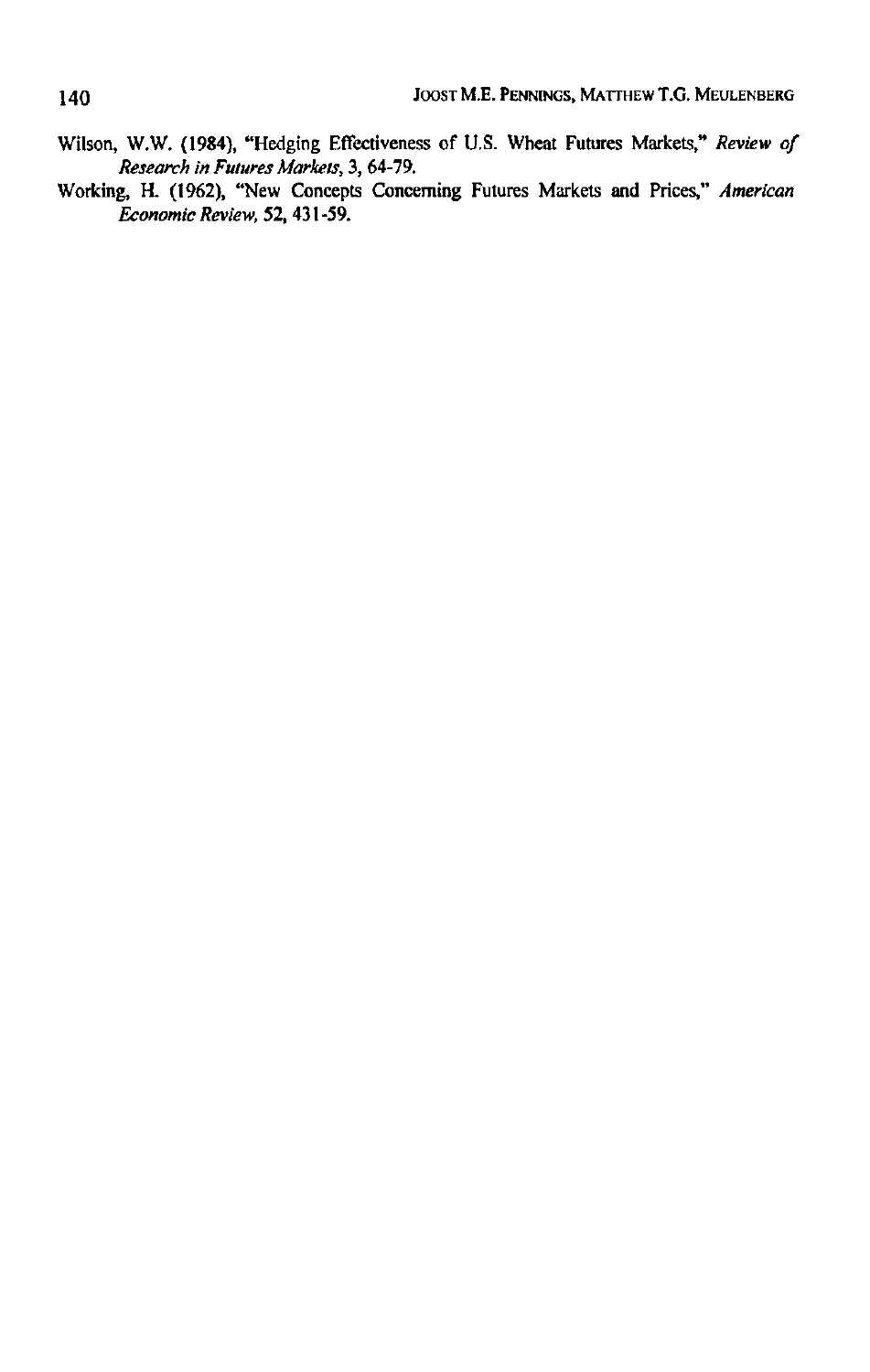Wilson, W.W. (1984), "Hedging Effectiveness of U.S. Wheat Futures Markets," *Review of Research in Futures Markets*, 3, 64-79.

Working, H. (1962), "New Concepts Concerning Futures Markets and Prices," *American Economic Review*, 52, 431-59.